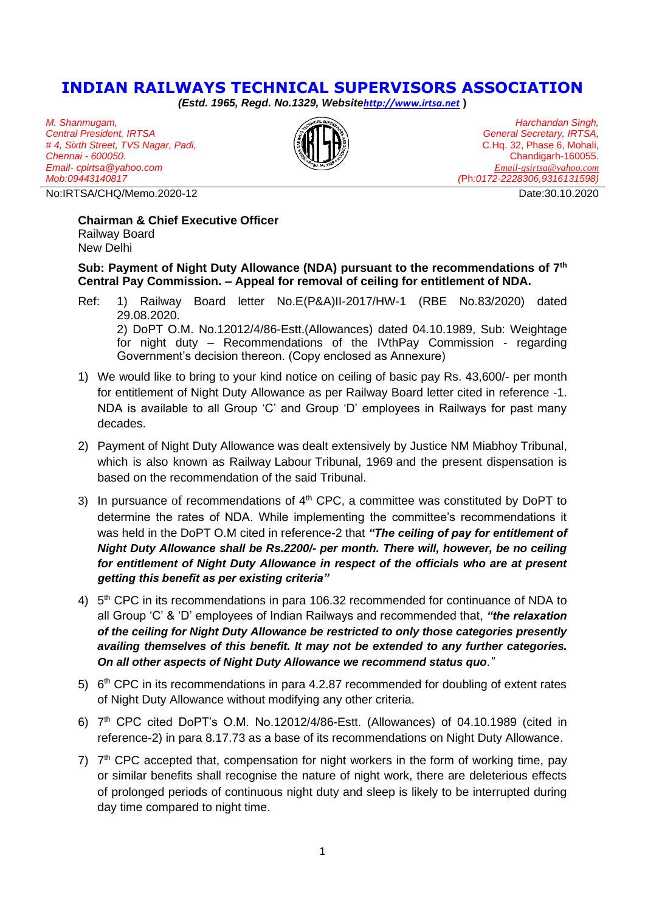# INDIAN RAILWAYS TECHNICAL SUPERVISORS ASSOCIATION

***(Estd. 1965, Regd. No.1329, Website[http://www.irtsa.net](http://www.irtsa.net) )***

*M. Shanmugam,*
*Central President, IRTSA*
*# 4, Sixth Street, TVS Nagar, Padi,*
*Chennai - 600050.*
*Email- cpirtsa@yahoo.com*
*Mob:09443140817*

*Harchandan Singh,*
*General Secretary, IRTSA,*
C.Hq. 32, Phase 6, Mohali,
Chandigarh-160055.
*Email-gsirtsa@yahoo.com*
*(Ph:0172-2228306,9316131598)*

No:IRTSA/CHQ/Memo.2020-12 Date:30.10.2020

**Chairman & Chief Executive Officer**
Railway Board
New Delhi

**Sub: Payment of Night Duty Allowance (NDA) pursuant to the recommendations of 7th Central Pay Commission. – Appeal for removal of ceiling for entitlement of NDA.**

Ref: 1) Railway Board letter No.E(P&A)II-2017/HW-1 (RBE No.83/2020) dated 29.08.2020.
2) DoPT O.M. No.12012/4/86-Estt.(Allowances) dated 04.10.1989, Sub: Weightage for night duty – Recommendations of the IVthPay Commission - regarding Government's decision thereon. (Copy enclosed as Annexure)

1) We would like to bring to your kind notice on ceiling of basic pay Rs. 43,600/- per month for entitlement of Night Duty Allowance as per Railway Board letter cited in reference -1. NDA is available to all Group 'C' and Group 'D' employees in Railways for past many decades.

2) Payment of Night Duty Allowance was dealt extensively by Justice NM Miabhoy Tribunal, which is also known as Railway Labour Tribunal, 1969 and the present dispensation is based on the recommendation of the said Tribunal.

3) In pursuance of recommendations of 4th CPC, a committee was constituted by DoPT to determine the rates of NDA. While implementing the committee's recommendations it was held in the DoPT O.M cited in reference-2 that ***"The ceiling of pay for entitlement of Night Duty Allowance shall be Rs.2200/- per month. There will, however, be no ceiling for entitlement of Night Duty Allowance in respect of the officials who are at present getting this benefit as per existing criteria"***

4) 5th CPC in its recommendations in para 106.32 recommended for continuance of NDA to all Group 'C' & 'D' employees of Indian Railways and recommended that, ***"the relaxation of the ceiling for Night Duty Allowance be restricted to only those categories presently availing themselves of this benefit. It may not be extended to any further categories. On all other aspects of Night Duty Allowance we recommend status quo."***

5) 6th CPC in its recommendations in para 4.2.87 recommended for doubling of extent rates of Night Duty Allowance without modifying any other criteria.

6) 7th CPC cited DoPT's O.M. No.12012/4/86-Estt. (Allowances) of 04.10.1989 (cited in reference-2) in para 8.17.73 as a base of its recommendations on Night Duty Allowance.

7) 7th CPC accepted that, compensation for night workers in the form of working time, pay or similar benefits shall recognise the nature of night work, there are deleterious effects of prolonged periods of continuous night duty and sleep is likely to be interrupted during day time compared to night time.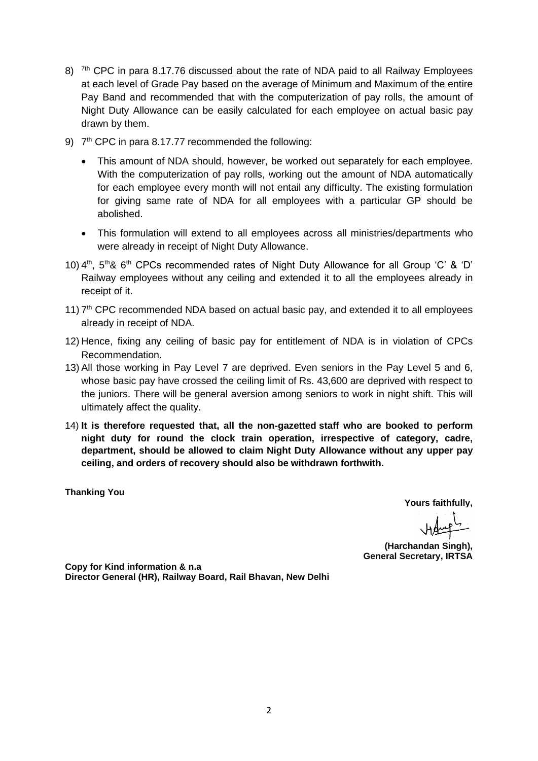8) 7th CPC in para 8.17.76 discussed about the rate of NDA paid to all Railway Employees at each level of Grade Pay based on the average of Minimum and Maximum of the entire Pay Band and recommended that with the computerization of pay rolls, the amount of Night Duty Allowance can be easily calculated for each employee on actual basic pay drawn by them.

9) 7th CPC in para 8.17.77 recommended the following:

   - This amount of NDA should, however, be worked out separately for each employee. With the computerization of pay rolls, working out the amount of NDA automatically for each employee every month will not entail any difficulty. The existing formulation for giving same rate of NDA for all employees with a particular GP should be abolished.

   - This formulation will extend to all employees across all ministries/departments who were already in receipt of Night Duty Allowance.

10) 4th, 5th& 6th CPCs recommended rates of Night Duty Allowance for all Group 'C' & 'D' Railway employees without any ceiling and extended it to all the employees already in receipt of it.

11) 7th CPC recommended NDA based on actual basic pay, and extended it to all employees already in receipt of NDA.

12) Hence, fixing any ceiling of basic pay for entitlement of NDA is in violation of CPCs Recommendation.

13) All those working in Pay Level 7 are deprived. Even seniors in the Pay Level 5 and 6, whose basic pay have crossed the ceiling limit of Rs. 43,600 are deprived with respect to the juniors. There will be general aversion among seniors to work in night shift. This will ultimately affect the quality.

14) **It is therefore requested that, all the non-gazetted staff who are booked to perform night duty for round the clock train operation, irrespective of category, cadre, department, should be allowed to claim Night Duty Allowance without any upper pay ceiling, and orders of recovery should also be withdrawn forthwith.**

**Thanking You**

**Yours faithfully,**

**(Harchandan Singh),**
**General Secretary, IRTSA**

**Copy for Kind information & n.a**
**Director General (HR), Railway Board, Rail Bhavan, New Delhi**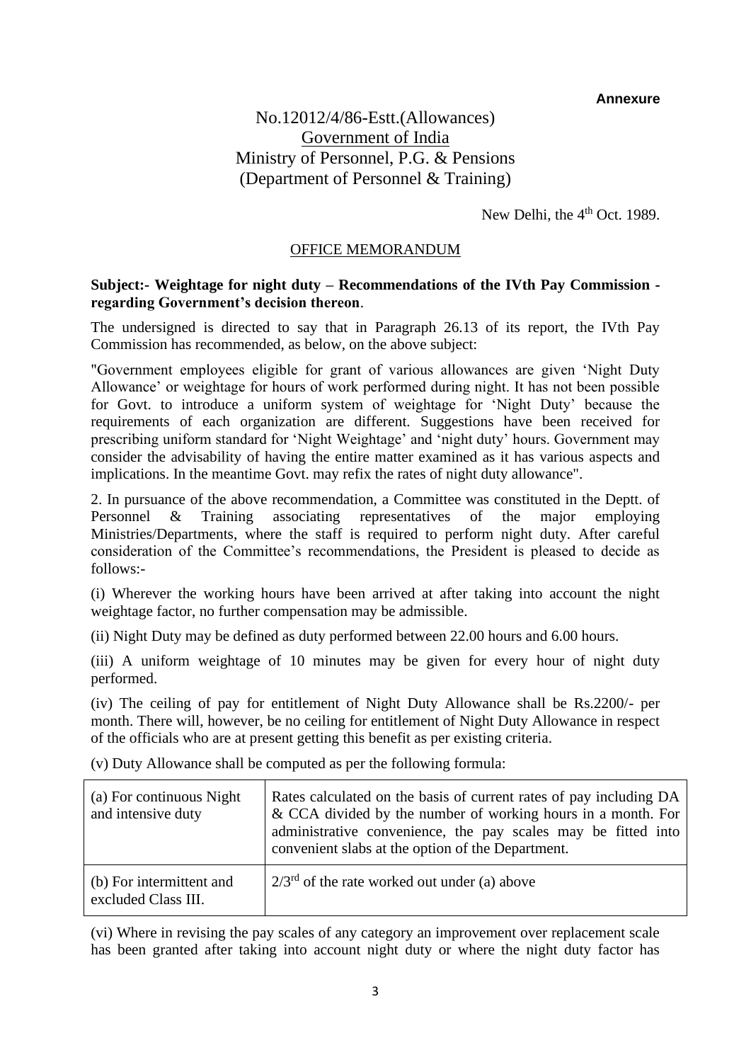**Annexure**

No.12012/4/86-Estt.(Allowances)
Government of India
Ministry of Personnel, P.G. & Pensions
(Department of Personnel & Training)

New Delhi, the 4th Oct. 1989.

OFFICE MEMORANDUM

**Subject:- Weightage for night duty – Recommendations of the IVth Pay Commission - regarding Government's decision thereon**.

The undersigned is directed to say that in Paragraph 26.13 of its report, the IVth Pay Commission has recommended, as below, on the above subject:

"Government employees eligible for grant of various allowances are given 'Night Duty Allowance' or weightage for hours of work performed during night. It has not been possible for Govt. to introduce a uniform system of weightage for 'Night Duty' because the requirements of each organization are different. Suggestions have been received for prescribing uniform standard for 'Night Weightage' and 'night duty' hours. Government may consider the advisability of having the entire matter examined as it has various aspects and implications. In the meantime Govt. may refix the rates of night duty allowance".

2. In pursuance of the above recommendation, a Committee was constituted in the Deptt. of Personnel & Training associating representatives of the major employing Ministries/Departments, where the staff is required to perform night duty. After careful consideration of the Committee's recommendations, the President is pleased to decide as follows:-

(i) Wherever the working hours have been arrived at after taking into account the night weightage factor, no further compensation may be admissible.

(ii) Night Duty may be defined as duty performed between 22.00 hours and 6.00 hours.

(iii) A uniform weightage of 10 minutes may be given for every hour of night duty performed.

(iv) The ceiling of pay for entitlement of Night Duty Allowance shall be Rs.2200/- per month. There will, however, be no ceiling for entitlement of Night Duty Allowance in respect of the officials who are at present getting this benefit as per existing criteria.

(v) Duty Allowance shall be computed as per the following formula:

| | |
|---|---|
| (a) For continuous Night and intensive duty | Rates calculated on the basis of current rates of pay including DA & CCA divided by the number of working hours in a month. For administrative convenience, the pay scales may be fitted into convenient slabs at the option of the Department. |
| (b) For intermittent and excluded Class III. | 2/3rd of the rate worked out under (a) above |

(vi) Where in revising the pay scales of any category an improvement over replacement scale has been granted after taking into account night duty or where the night duty factor has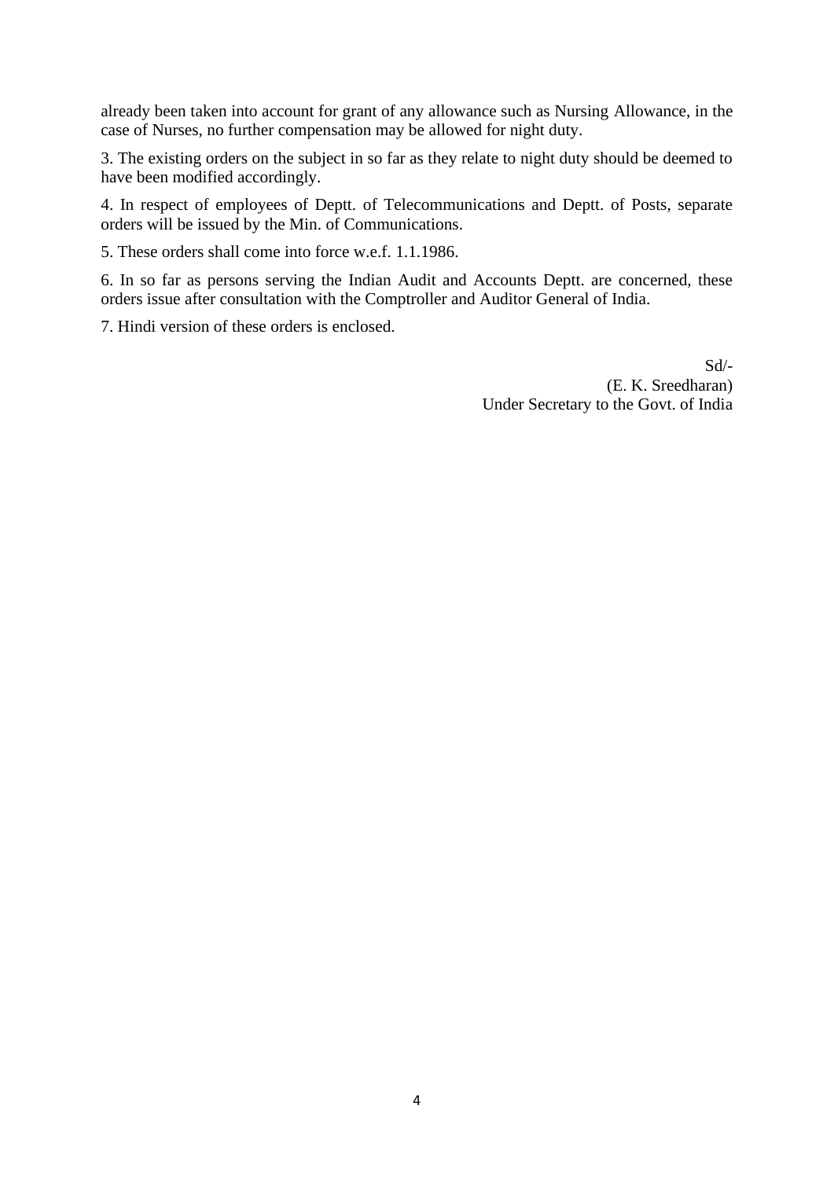already been taken into account for grant of any allowance such as Nursing Allowance, in the case of Nurses, no further compensation may be allowed for night duty.

3. The existing orders on the subject in so far as they relate to night duty should be deemed to have been modified accordingly.

4. In respect of employees of Deptt. of Telecommunications and Deptt. of Posts, separate orders will be issued by the Min. of Communications.

5. These orders shall come into force w.e.f. 1.1.1986.

6. In so far as persons serving the Indian Audit and Accounts Deptt. are concerned, these orders issue after consultation with the Comptroller and Auditor General of India.

7. Hindi version of these orders is enclosed.

Sd/-
(E. K. Sreedharan)
Under Secretary to the Govt. of India